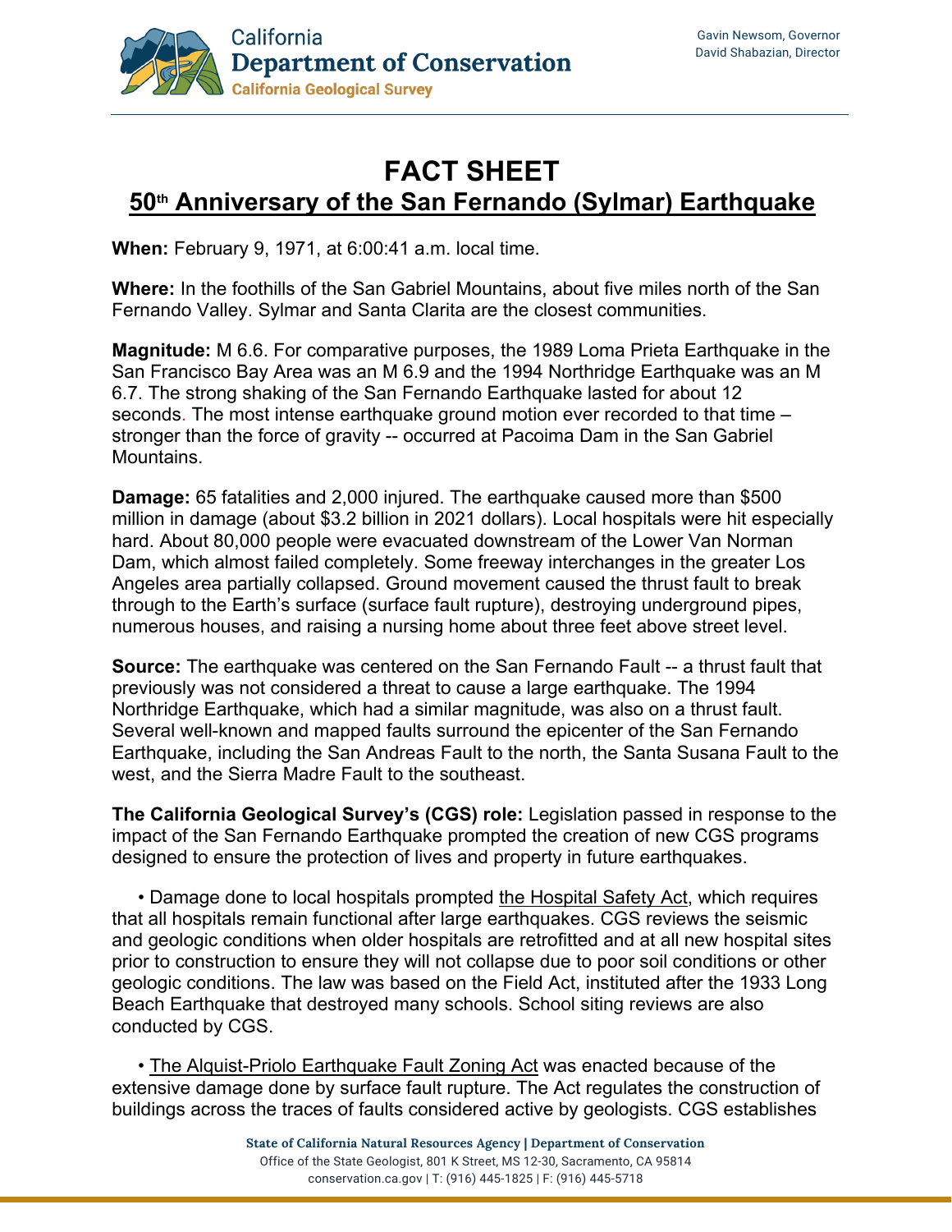California Department of Conservation
California Geological Survey

Gavin Newsom, Governor
David Shabazian, Director

# FACT SHEET

## 50th Anniversary of the San Fernando (Sylmar) Earthquake

**When:** February 9, 1971, at 6:00:41 a.m. local time.

**Where:** In the foothills of the San Gabriel Mountains, about five miles north of the San Fernando Valley. Sylmar and Santa Clarita are the closest communities.

**Magnitude:** M 6.6. For comparative purposes, the 1989 Loma Prieta Earthquake in the San Francisco Bay Area was an M 6.9 and the 1994 Northridge Earthquake was an M 6.7. The strong shaking of the San Fernando Earthquake lasted for about 12 seconds. The most intense earthquake ground motion ever recorded to that time – stronger than the force of gravity -- occurred at Pacoima Dam in the San Gabriel Mountains.

**Damage:** 65 fatalities and 2,000 injured. The earthquake caused more than $500 million in damage (about $3.2 billion in 2021 dollars). Local hospitals were hit especially hard. About 80,000 people were evacuated downstream of the Lower Van Norman Dam, which almost failed completely. Some freeway interchanges in the greater Los Angeles area partially collapsed. Ground movement caused the thrust fault to break through to the Earth's surface (surface fault rupture), destroying underground pipes, numerous houses, and raising a nursing home about three feet above street level.

**Source:** The earthquake was centered on the San Fernando Fault -- a thrust fault that previously was not considered a threat to cause a large earthquake. The 1994 Northridge Earthquake, which had a similar magnitude, was also on a thrust fault. Several well-known and mapped faults surround the epicenter of the San Fernando Earthquake, including the San Andreas Fault to the north, the Santa Susana Fault to the west, and the Sierra Madre Fault to the southeast.

**The California Geological Survey's (CGS) role:** Legislation passed in response to the impact of the San Fernando Earthquake prompted the creation of new CGS programs designed to ensure the protection of lives and property in future earthquakes.

- Damage done to local hospitals prompted the Hospital Safety Act, which requires that all hospitals remain functional after large earthquakes. CGS reviews the seismic and geologic conditions when older hospitals are retrofitted and at all new hospital sites prior to construction to ensure they will not collapse due to poor soil conditions or other geologic conditions. The law was based on the Field Act, instituted after the 1933 Long Beach Earthquake that destroyed many schools. School siting reviews are also conducted by CGS.

- The Alquist-Priolo Earthquake Fault Zoning Act was enacted because of the extensive damage done by surface fault rupture. The Act regulates the construction of buildings across the traces of faults considered active by geologists. CGS establishes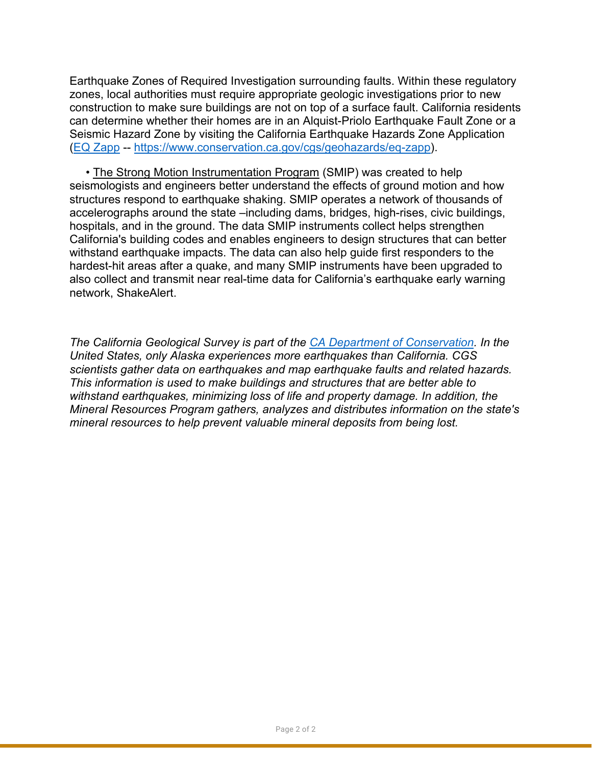Earthquake Zones of Required Investigation surrounding faults. Within these regulatory zones, local authorities must require appropriate geologic investigations prior to new construction to make sure buildings are not on top of a surface fault. California residents can determine whether their homes are in an Alquist-Priolo Earthquake Fault Zone or a Seismic Hazard Zone by visiting the California Earthquake Hazards Zone Application (EQ Zapp -- https://www.conservation.ca.gov/cgs/geohazards/eq-zapp).

- The Strong Motion Instrumentation Program (SMIP) was created to help seismologists and engineers better understand the effects of ground motion and how structures respond to earthquake shaking. SMIP operates a network of thousands of accelerographs around the state –including dams, bridges, high-rises, civic buildings, hospitals, and in the ground. The data SMIP instruments collect helps strengthen California's building codes and enables engineers to design structures that can better withstand earthquake impacts. The data can also help guide first responders to the hardest-hit areas after a quake, and many SMIP instruments have been upgraded to also collect and transmit near real-time data for California's earthquake early warning network, ShakeAlert.

*The California Geological Survey is part of the CA Department of Conservation. In the United States, only Alaska experiences more earthquakes than California. CGS scientists gather data on earthquakes and map earthquake faults and related hazards. This information is used to make buildings and structures that are better able to withstand earthquakes, minimizing loss of life and property damage. In addition, the Mineral Resources Program gathers, analyzes and distributes information on the state's mineral resources to help prevent valuable mineral deposits from being lost.*